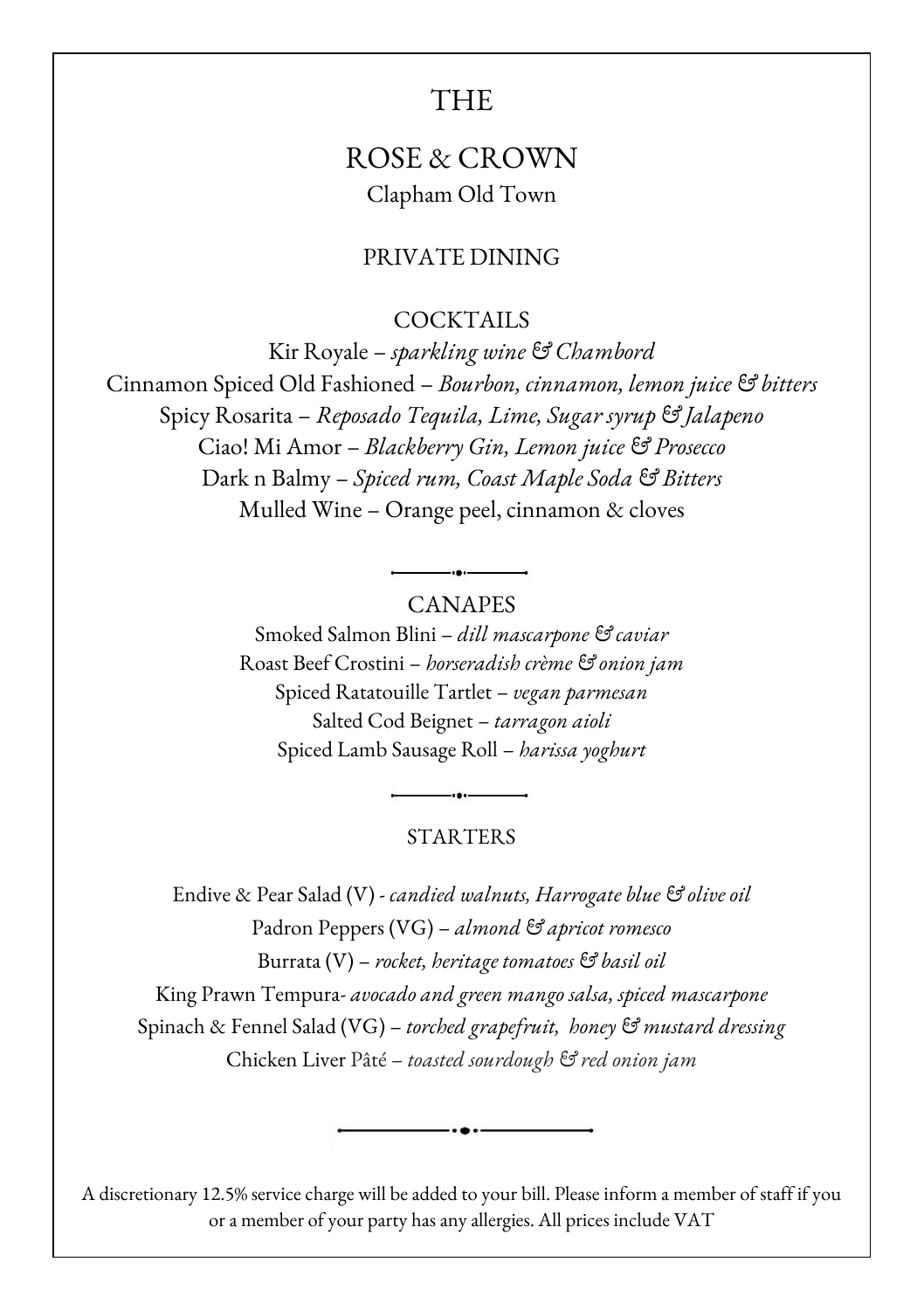# THE

# ROSE & CROWN

Clapham Old Town

## PRIVATE DINING

### COCKTAILS

Kir Royale – *sparkling wine & Chambord*

Cinnamon Spiced Old Fashioned – *Bourbon, cinnamon, lemon juice & bitters*

Spicy Rosarita – *Reposado Tequila, Lime, Sugar syrup & Jalapeno*

Ciao! Mi Amor – *Blackberry Gin, Lemon juice & Prosecco*

Dark n Balmy – *Spiced rum, Coast Maple Soda & Bitters*

Mulled Wine – Orange peel, cinnamon & cloves

### CANAPES

Smoked Salmon Blini – *dill mascarpone & caviar*

Roast Beef Crostini – *horseradish crème & onion jam*

Spiced Ratatouille Tartlet – *vegan parmesan*

Salted Cod Beignet – *tarragon aioli*

Spiced Lamb Sausage Roll – *harissa yoghurt*

### STARTERS

Endive & Pear Salad (V) - *candied walnuts, Harrogate blue & olive oil*

Padron Peppers (VG) – *almond & apricot romesco*

Burrata (V) – *rocket, heritage tomatoes & basil oil*

King Prawn Tempura- *avocado and green mango salsa, spiced mascarpone*

Spinach & Fennel Salad (VG) – *torched grapefruit, honey & mustard dressing*

Chicken Liver Pâté – *toasted sourdough & red onion jam*

A discretionary 12.5% service charge will be added to your bill. Please inform a member of staff if you or a member of your party has any allergies. All prices include VAT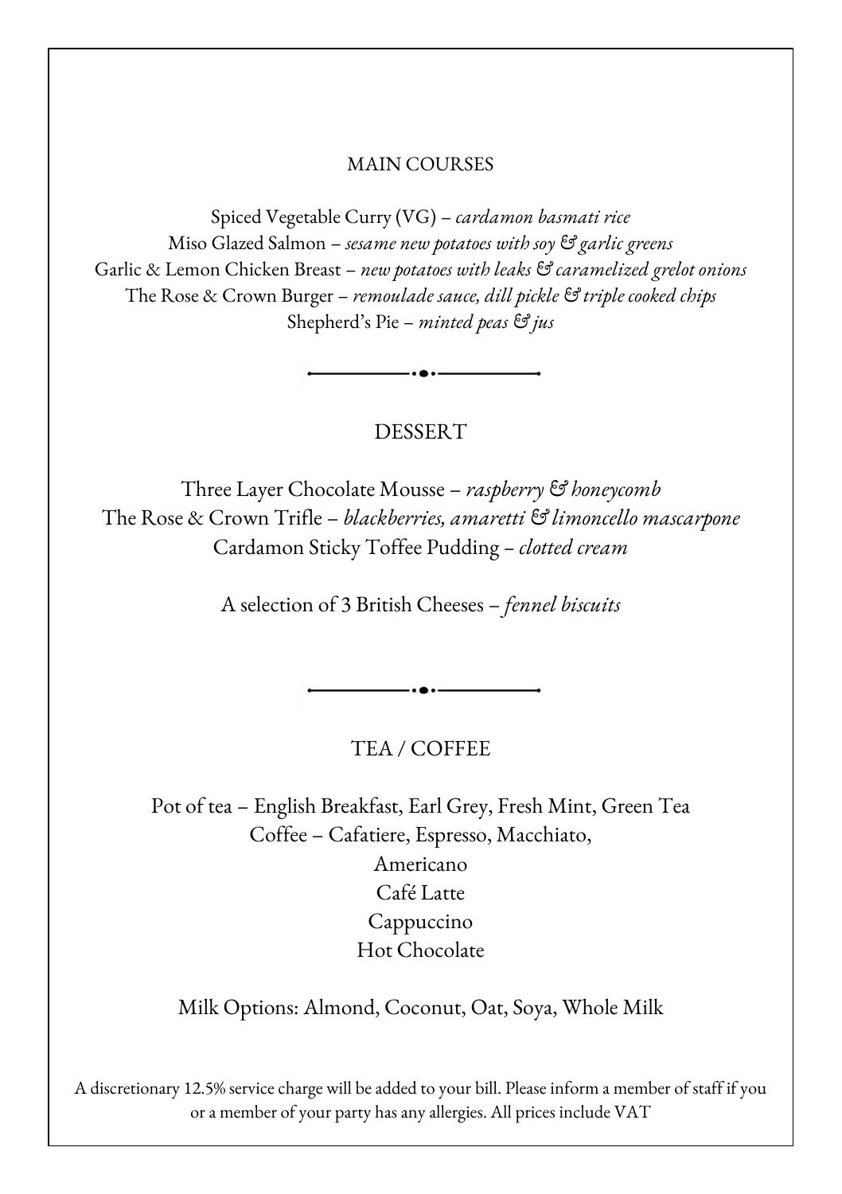## MAIN COURSES

Spiced Vegetable Curry (VG) – *cardamon basmati rice*
Miso Glazed Salmon – *sesame new potatoes with soy & garlic greens*
Garlic & Lemon Chicken Breast – *new potatoes with leaks & caramelized grelot onions*
The Rose & Crown Burger – *remoulade sauce, dill pickle & triple cooked chips*
Shepherd's Pie – *minted peas & jus*

## DESSERT

Three Layer Chocolate Mousse – *raspberry & honeycomb*
The Rose & Crown Trifle – *blackberries, amaretti & limoncello mascarpone*
Cardamon Sticky Toffee Pudding – *clotted cream*

A selection of 3 British Cheeses – *fennel biscuits*

## TEA / COFFEE

Pot of tea – English Breakfast, Earl Grey, Fresh Mint, Green Tea
Coffee – Cafatiere, Espresso, Macchiato,
Americano
Café Latte
Cappuccino
Hot Chocolate

Milk Options: Almond, Coconut, Oat, Soya, Whole Milk

A discretionary 12.5% service charge will be added to your bill. Please inform a member of staff if you or a member of your party has any allergies. All prices include VAT